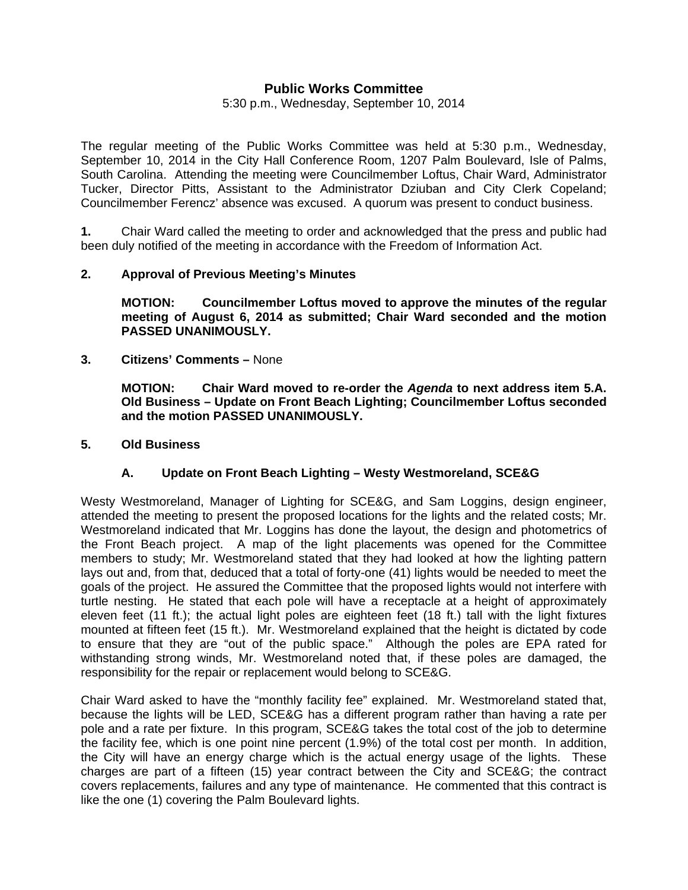# Public Works Committee

5:30 p.m., Wednesday, September 10, 2014

The regular meeting of the Public Works Committee was held at 5:30 p.m., Wednesday, September 10, 2014 in the City Hall Conference Room, 1207 Palm Boulevard, Isle of Palms, South Carolina. Attending the meeting were Councilmember Loftus, Chair Ward, Administrator Tucker, Director Pitts, Assistant to the Administrator Dziuban and City Clerk Copeland; Councilmember Ferencz' absence was excused. A quorum was present to conduct business.

**1.** Chair Ward called the meeting to order and acknowledged that the press and public had been duly notified of the meeting in accordance with the Freedom of Information Act.

**2. Approval of Previous Meeting's Minutes**

**MOTION: Councilmember Loftus moved to approve the minutes of the regular meeting of August 6, 2014 as submitted; Chair Ward seconded and the motion PASSED UNANIMOUSLY.**

**3. Citizens' Comments –** None

**MOTION: Chair Ward moved to re-order the *Agenda* to next address item 5.A. Old Business – Update on Front Beach Lighting; Councilmember Loftus seconded and the motion PASSED UNANIMOUSLY.**

**5. Old Business**

**A. Update on Front Beach Lighting – Westy Westmoreland, SCE&G**

Westy Westmoreland, Manager of Lighting for SCE&G, and Sam Loggins, design engineer, attended the meeting to present the proposed locations for the lights and the related costs; Mr. Westmoreland indicated that Mr. Loggins has done the layout, the design and photometrics of the Front Beach project. A map of the light placements was opened for the Committee members to study; Mr. Westmoreland stated that they had looked at how the lighting pattern lays out and, from that, deduced that a total of forty-one (41) lights would be needed to meet the goals of the project. He assured the Committee that the proposed lights would not interfere with turtle nesting. He stated that each pole will have a receptacle at a height of approximately eleven feet (11 ft.); the actual light poles are eighteen feet (18 ft.) tall with the light fixtures mounted at fifteen feet (15 ft.). Mr. Westmoreland explained that the height is dictated by code to ensure that they are "out of the public space." Although the poles are EPA rated for withstanding strong winds, Mr. Westmoreland noted that, if these poles are damaged, the responsibility for the repair or replacement would belong to SCE&G.

Chair Ward asked to have the "monthly facility fee" explained. Mr. Westmoreland stated that, because the lights will be LED, SCE&G has a different program rather than having a rate per pole and a rate per fixture. In this program, SCE&G takes the total cost of the job to determine the facility fee, which is one point nine percent (1.9%) of the total cost per month. In addition, the City will have an energy charge which is the actual energy usage of the lights. These charges are part of a fifteen (15) year contract between the City and SCE&G; the contract covers replacements, failures and any type of maintenance. He commented that this contract is like the one (1) covering the Palm Boulevard lights.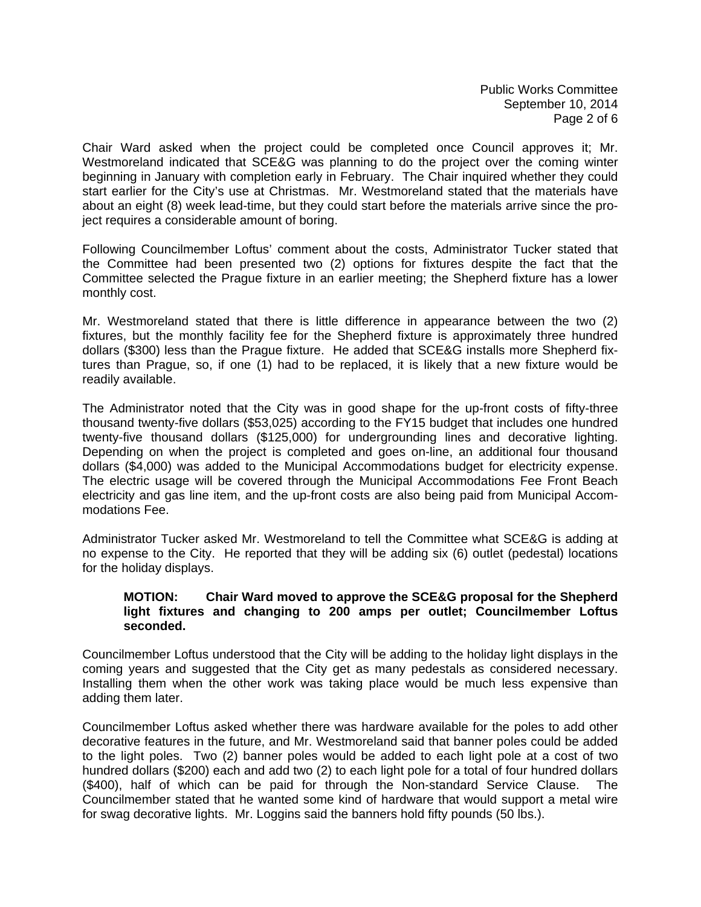Chair Ward asked when the project could be completed once Council approves it; Mr. Westmoreland indicated that SCE&G was planning to do the project over the coming winter beginning in January with completion early in February. The Chair inquired whether they could start earlier for the City's use at Christmas. Mr. Westmoreland stated that the materials have about an eight (8) week lead-time, but they could start before the materials arrive since the project requires a considerable amount of boring.

Following Councilmember Loftus' comment about the costs, Administrator Tucker stated that the Committee had been presented two (2) options for fixtures despite the fact that the Committee selected the Prague fixture in an earlier meeting; the Shepherd fixture has a lower monthly cost.

Mr. Westmoreland stated that there is little difference in appearance between the two (2) fixtures, but the monthly facility fee for the Shepherd fixture is approximately three hundred dollars ($300) less than the Prague fixture. He added that SCE&G installs more Shepherd fixtures than Prague, so, if one (1) had to be replaced, it is likely that a new fixture would be readily available.

The Administrator noted that the City was in good shape for the up-front costs of fifty-three thousand twenty-five dollars ($53,025) according to the FY15 budget that includes one hundred twenty-five thousand dollars ($125,000) for undergrounding lines and decorative lighting. Depending on when the project is completed and goes on-line, an additional four thousand dollars ($4,000) was added to the Municipal Accommodations budget for electricity expense. The electric usage will be covered through the Municipal Accommodations Fee Front Beach electricity and gas line item, and the up-front costs are also being paid from Municipal Accommodations Fee.

Administrator Tucker asked Mr. Westmoreland to tell the Committee what SCE&G is adding at no expense to the City. He reported that they will be adding six (6) outlet (pedestal) locations for the holiday displays.

> **MOTION: Chair Ward moved to approve the SCE&G proposal for the Shepherd light fixtures and changing to 200 amps per outlet; Councilmember Loftus seconded.**

Councilmember Loftus understood that the City will be adding to the holiday light displays in the coming years and suggested that the City get as many pedestals as considered necessary. Installing them when the other work was taking place would be much less expensive than adding them later.

Councilmember Loftus asked whether there was hardware available for the poles to add other decorative features in the future, and Mr. Westmoreland said that banner poles could be added to the light poles. Two (2) banner poles would be added to each light pole at a cost of two hundred dollars ($200) each and add two (2) to each light pole for a total of four hundred dollars ($400), half of which can be paid for through the Non-standard Service Clause. The Councilmember stated that he wanted some kind of hardware that would support a metal wire for swag decorative lights. Mr. Loggins said the banners hold fifty pounds (50 lbs.).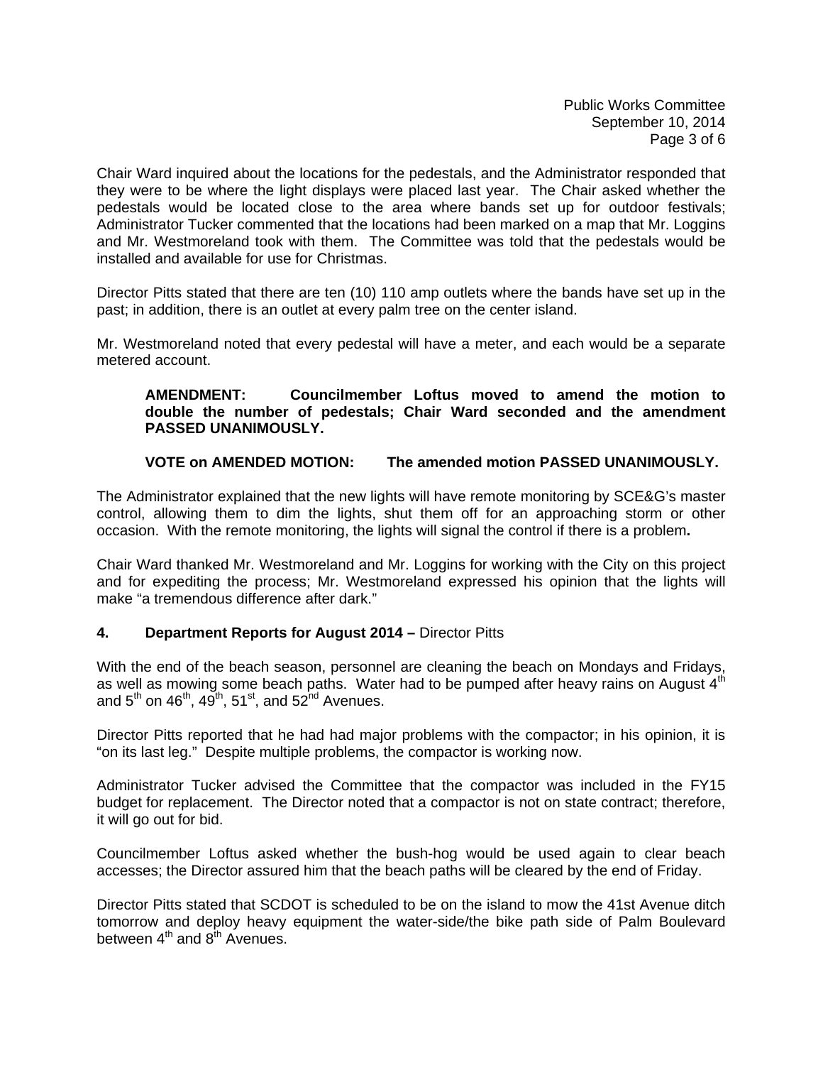Chair Ward inquired about the locations for the pedestals, and the Administrator responded that they were to be where the light displays were placed last year. The Chair asked whether the pedestals would be located close to the area where bands set up for outdoor festivals; Administrator Tucker commented that the locations had been marked on a map that Mr. Loggins and Mr. Westmoreland took with them. The Committee was told that the pedestals would be installed and available for use for Christmas.

Director Pitts stated that there are ten (10) 110 amp outlets where the bands have set up in the past; in addition, there is an outlet at every palm tree on the center island.

Mr. Westmoreland noted that every pedestal will have a meter, and each would be a separate metered account.

> **AMENDMENT: Councilmember Loftus moved to amend the motion to double the number of pedestals; Chair Ward seconded and the amendment PASSED UNANIMOUSLY.**
>
> **VOTE on AMENDED MOTION: The amended motion PASSED UNANIMOUSLY.**

The Administrator explained that the new lights will have remote monitoring by SCE&G's master control, allowing them to dim the lights, shut them off for an approaching storm or other occasion. With the remote monitoring, the lights will signal the control if there is a problem**.**

Chair Ward thanked Mr. Westmoreland and Mr. Loggins for working with the City on this project and for expediting the process; Mr. Westmoreland expressed his opinion that the lights will make "a tremendous difference after dark."

**4. Department Reports for August 2014 –** Director Pitts

With the end of the beach season, personnel are cleaning the beach on Mondays and Fridays, as well as mowing some beach paths. Water had to be pumped after heavy rains on August 4th and 5th on 46th, 49th, 51st, and 52nd Avenues.

Director Pitts reported that he had had major problems with the compactor; in his opinion, it is "on its last leg." Despite multiple problems, the compactor is working now.

Administrator Tucker advised the Committee that the compactor was included in the FY15 budget for replacement. The Director noted that a compactor is not on state contract; therefore, it will go out for bid.

Councilmember Loftus asked whether the bush-hog would be used again to clear beach accesses; the Director assured him that the beach paths will be cleared by the end of Friday.

Director Pitts stated that SCDOT is scheduled to be on the island to mow the 41st Avenue ditch tomorrow and deploy heavy equipment the water-side/the bike path side of Palm Boulevard between 4th and 8th Avenues.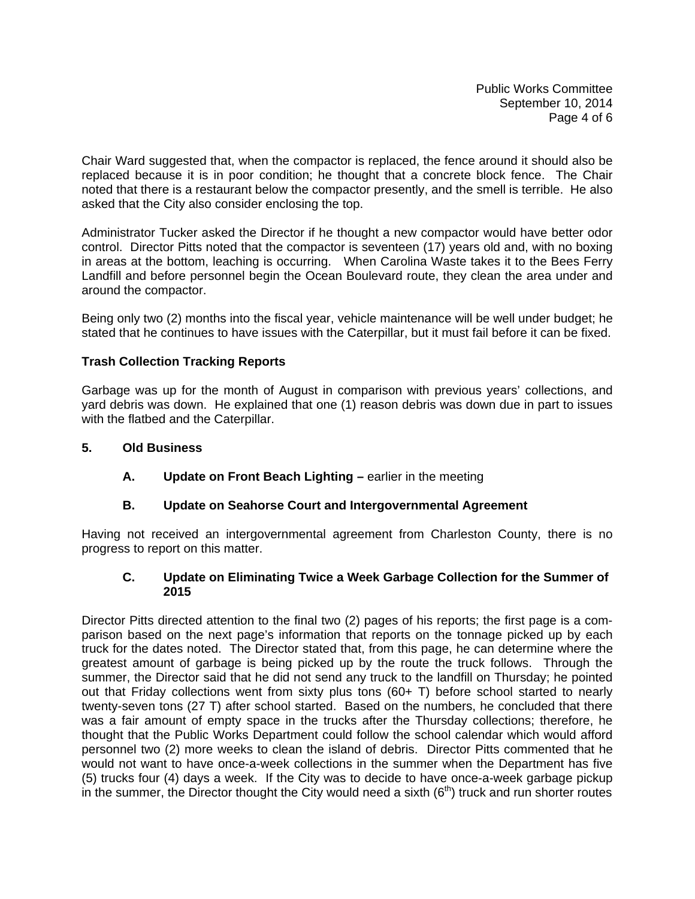Chair Ward suggested that, when the compactor is replaced, the fence around it should also be replaced because it is in poor condition; he thought that a concrete block fence. The Chair noted that there is a restaurant below the compactor presently, and the smell is terrible. He also asked that the City also consider enclosing the top.

Administrator Tucker asked the Director if he thought a new compactor would have better odor control. Director Pitts noted that the compactor is seventeen (17) years old and, with no boxing in areas at the bottom, leaching is occurring. When Carolina Waste takes it to the Bees Ferry Landfill and before personnel begin the Ocean Boulevard route, they clean the area under and around the compactor.

Being only two (2) months into the fiscal year, vehicle maintenance will be well under budget; he stated that he continues to have issues with the Caterpillar, but it must fail before it can be fixed.

**Trash Collection Tracking Reports**

Garbage was up for the month of August in comparison with previous years' collections, and yard debris was down. He explained that one (1) reason debris was down due in part to issues with the flatbed and the Caterpillar.

**5. Old Business**

**A. Update on Front Beach Lighting –** earlier in the meeting

**B. Update on Seahorse Court and Intergovernmental Agreement**

Having not received an intergovernmental agreement from Charleston County, there is no progress to report on this matter.

**C. Update on Eliminating Twice a Week Garbage Collection for the Summer of 2015**

Director Pitts directed attention to the final two (2) pages of his reports; the first page is a comparison based on the next page's information that reports on the tonnage picked up by each truck for the dates noted. The Director stated that, from this page, he can determine where the greatest amount of garbage is being picked up by the route the truck follows. Through the summer, the Director said that he did not send any truck to the landfill on Thursday; he pointed out that Friday collections went from sixty plus tons (60+ T) before school started to nearly twenty-seven tons (27 T) after school started. Based on the numbers, he concluded that there was a fair amount of empty space in the trucks after the Thursday collections; therefore, he thought that the Public Works Department could follow the school calendar which would afford personnel two (2) more weeks to clean the island of debris. Director Pitts commented that he would not want to have once-a-week collections in the summer when the Department has five (5) trucks four (4) days a week. If the City was to decide to have once-a-week garbage pickup in the summer, the Director thought the City would need a sixth (6th) truck and run shorter routes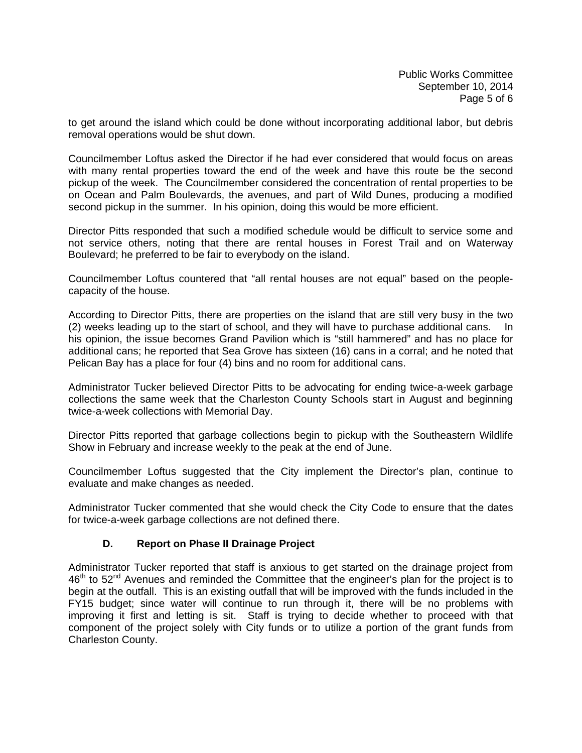to get around the island which could be done without incorporating additional labor, but debris removal operations would be shut down.

Councilmember Loftus asked the Director if he had ever considered that would focus on areas with many rental properties toward the end of the week and have this route be the second pickup of the week. The Councilmember considered the concentration of rental properties to be on Ocean and Palm Boulevards, the avenues, and part of Wild Dunes, producing a modified second pickup in the summer. In his opinion, doing this would be more efficient.

Director Pitts responded that such a modified schedule would be difficult to service some and not service others, noting that there are rental houses in Forest Trail and on Waterway Boulevard; he preferred to be fair to everybody on the island.

Councilmember Loftus countered that "all rental houses are not equal" based on the people-capacity of the house.

According to Director Pitts, there are properties on the island that are still very busy in the two (2) weeks leading up to the start of school, and they will have to purchase additional cans. In his opinion, the issue becomes Grand Pavilion which is "still hammered" and has no place for additional cans; he reported that Sea Grove has sixteen (16) cans in a corral; and he noted that Pelican Bay has a place for four (4) bins and no room for additional cans.

Administrator Tucker believed Director Pitts to be advocating for ending twice-a-week garbage collections the same week that the Charleston County Schools start in August and beginning twice-a-week collections with Memorial Day.

Director Pitts reported that garbage collections begin to pickup with the Southeastern Wildlife Show in February and increase weekly to the peak at the end of June.

Councilmember Loftus suggested that the City implement the Director's plan, continue to evaluate and make changes as needed.

Administrator Tucker commented that she would check the City Code to ensure that the dates for twice-a-week garbage collections are not defined there.

### D. Report on Phase II Drainage Project

Administrator Tucker reported that staff is anxious to get started on the drainage project from 46th to 52nd Avenues and reminded the Committee that the engineer's plan for the project is to begin at the outfall. This is an existing outfall that will be improved with the funds included in the FY15 budget; since water will continue to run through it, there will be no problems with improving it first and letting is sit. Staff is trying to decide whether to proceed with that component of the project solely with City funds or to utilize a portion of the grant funds from Charleston County.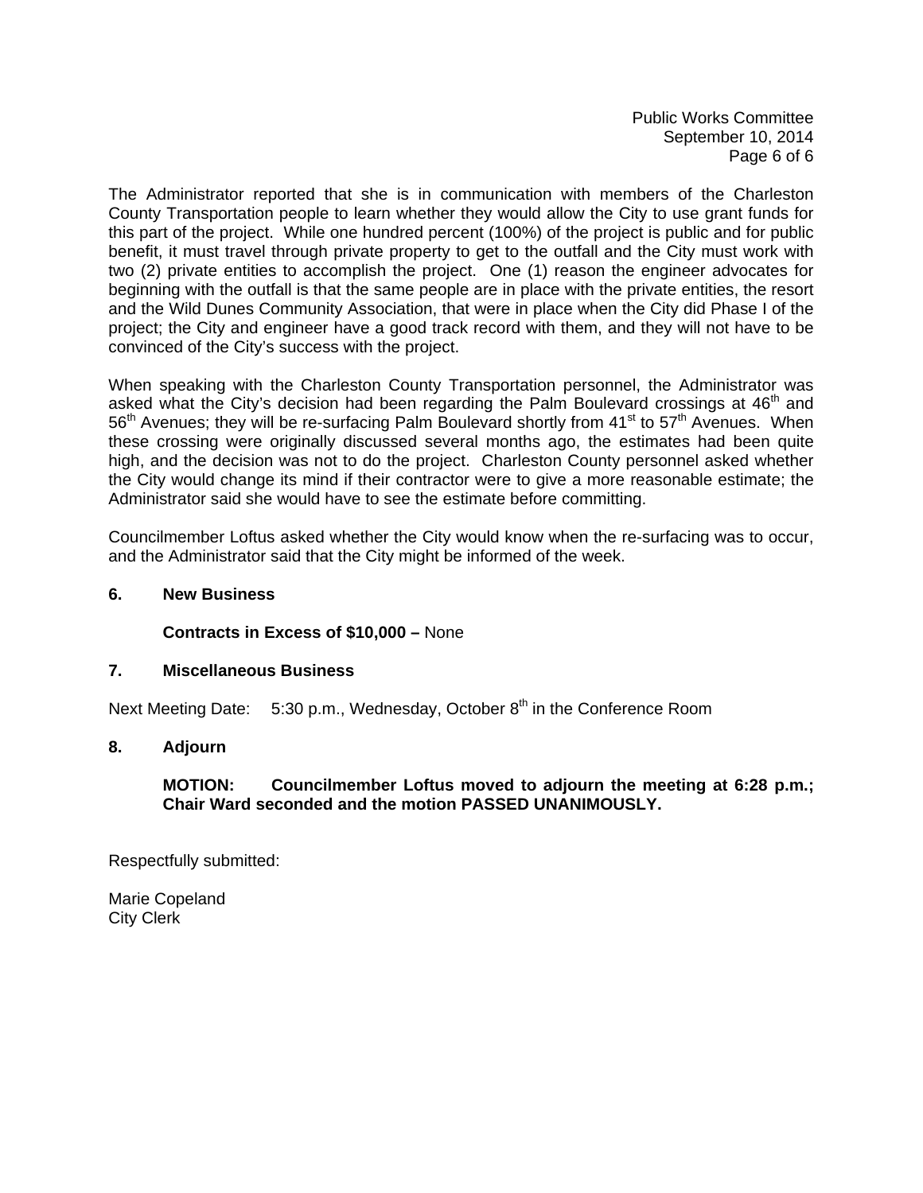The Administrator reported that she is in communication with members of the Charleston County Transportation people to learn whether they would allow the City to use grant funds for this part of the project. While one hundred percent (100%) of the project is public and for public benefit, it must travel through private property to get to the outfall and the City must work with two (2) private entities to accomplish the project. One (1) reason the engineer advocates for beginning with the outfall is that the same people are in place with the private entities, the resort and the Wild Dunes Community Association, that were in place when the City did Phase I of the project; the City and engineer have a good track record with them, and they will not have to be convinced of the City's success with the project.

When speaking with the Charleston County Transportation personnel, the Administrator was asked what the City's decision had been regarding the Palm Boulevard crossings at 46th and 56th Avenues; they will be re-surfacing Palm Boulevard shortly from 41st to 57th Avenues. When these crossing were originally discussed several months ago, the estimates had been quite high, and the decision was not to do the project. Charleston County personnel asked whether the City would change its mind if their contractor were to give a more reasonable estimate; the Administrator said she would have to see the estimate before committing.

Councilmember Loftus asked whether the City would know when the re-surfacing was to occur, and the Administrator said that the City might be informed of the week.

**6. New Business**

**Contracts in Excess of $10,000 –** None

**7. Miscellaneous Business**

Next Meeting Date: 5:30 p.m., Wednesday, October 8th in the Conference Room

**8. Adjourn**

**MOTION: Councilmember Loftus moved to adjourn the meeting at 6:28 p.m.; Chair Ward seconded and the motion PASSED UNANIMOUSLY.**

Respectfully submitted:

Marie Copeland
City Clerk